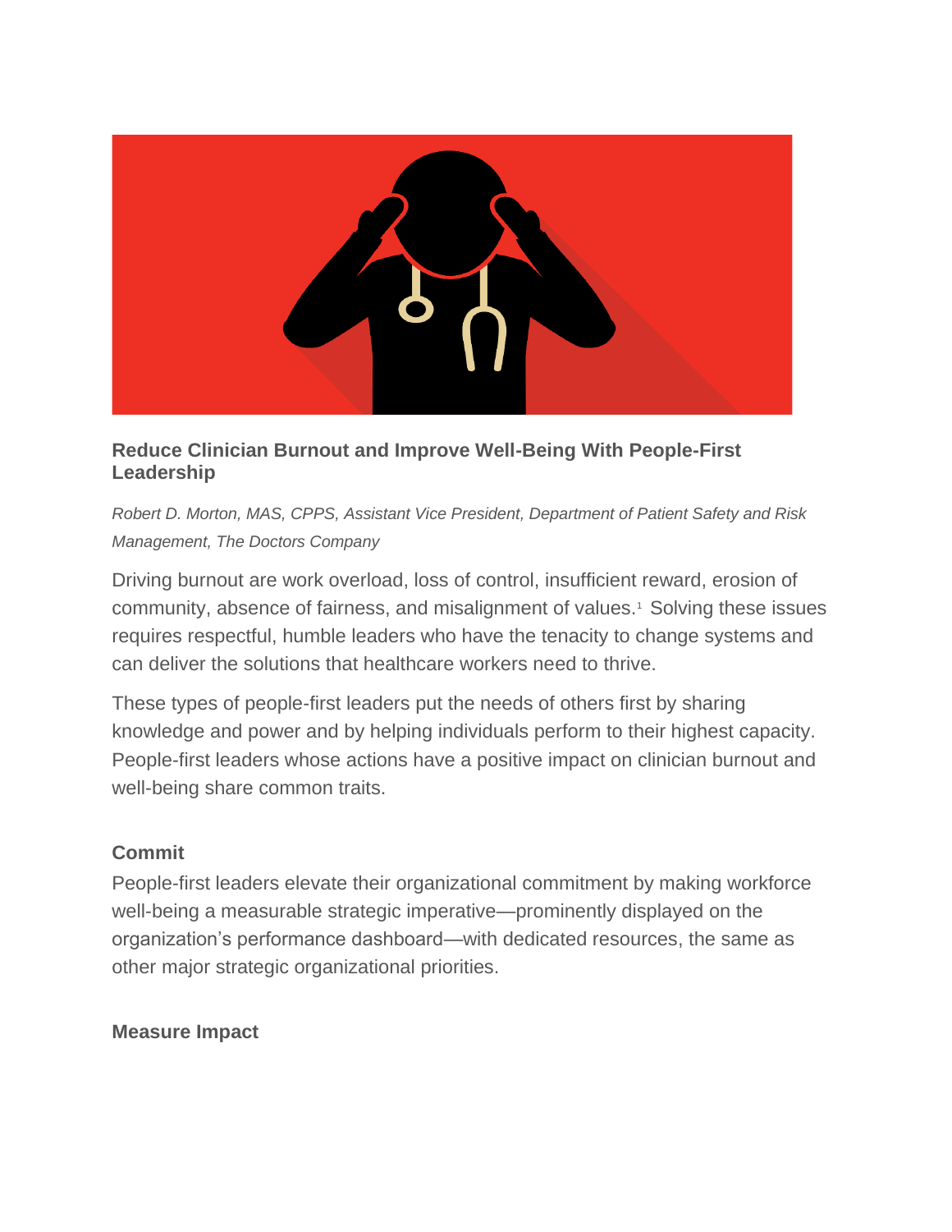## Reduce Clinician Burnout and Improve Well-Being With People-First Leadership

*Robert D. Morton, MAS, CPPS, Assistant Vice President, Department of Patient Safety and Risk Management, The Doctors Company*

Driving burnout are work overload, loss of control, insufficient reward, erosion of community, absence of fairness, and misalignment of values.[1] Solving these issues requires respectful, humble leaders who have the tenacity to change systems and can deliver the solutions that healthcare workers need to thrive.

These types of people-first leaders put the needs of others first by sharing knowledge and power and by helping individuals perform to their highest capacity. People-first leaders whose actions have a positive impact on clinician burnout and well-being share common traits.

### Commit

People-first leaders elevate their organizational commitment by making workforce well-being a measurable strategic imperative—prominently displayed on the organization's performance dashboard—with dedicated resources, the same as other major strategic organizational priorities.

### Measure Impact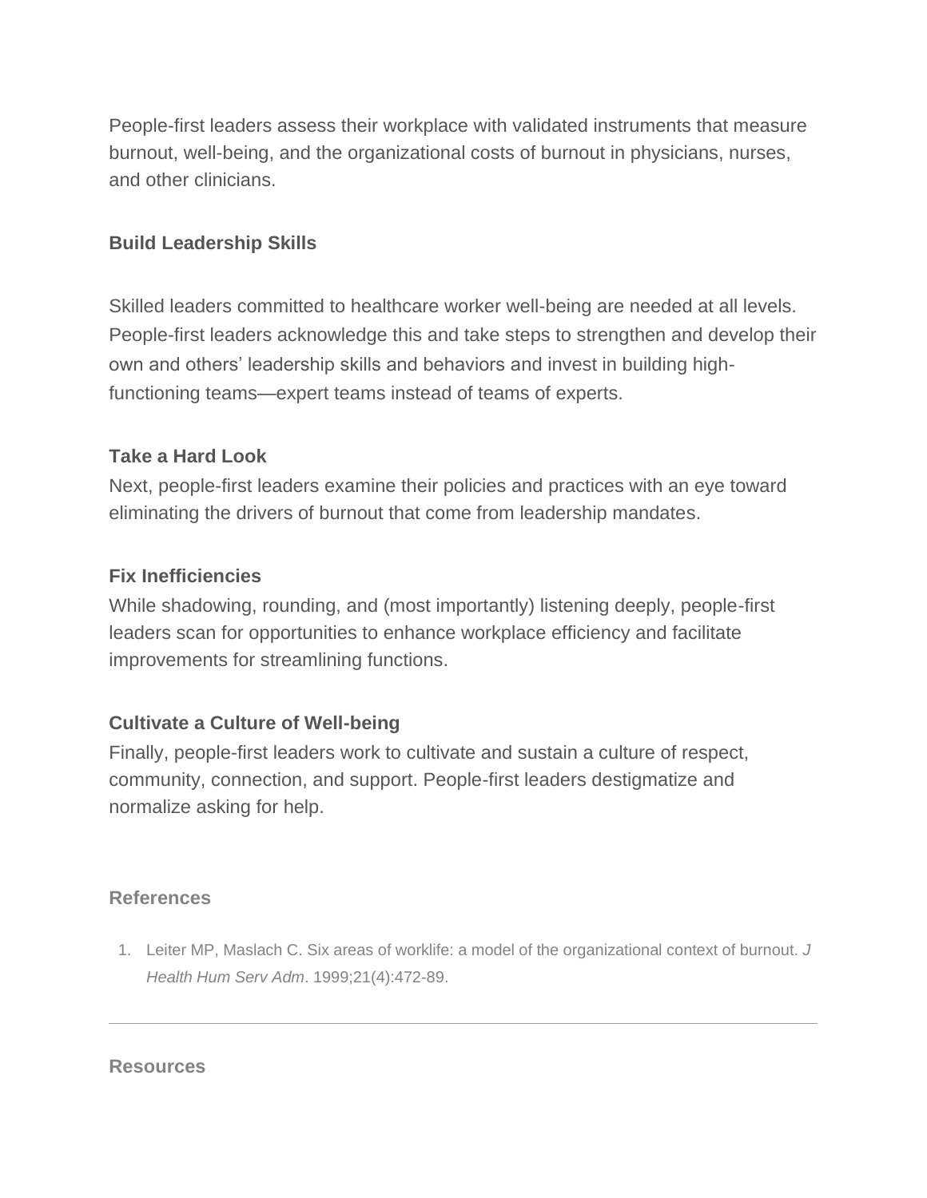People-first leaders assess their workplace with validated instruments that measure burnout, well-being, and the organizational costs of burnout in physicians, nurses, and other clinicians.

### Build Leadership Skills

Skilled leaders committed to healthcare worker well-being are needed at all levels. People-first leaders acknowledge this and take steps to strengthen and develop their own and others' leadership skills and behaviors and invest in building high-functioning teams—expert teams instead of teams of experts.

### Take a Hard Look

Next, people-first leaders examine their policies and practices with an eye toward eliminating the drivers of burnout that come from leadership mandates.

### Fix Inefficiencies

While shadowing, rounding, and (most importantly) listening deeply, people-first leaders scan for opportunities to enhance workplace efficiency and facilitate improvements for streamlining functions.

### Cultivate a Culture of Well-being

Finally, people-first leaders work to cultivate and sustain a culture of respect, community, connection, and support. People-first leaders destigmatize and normalize asking for help.

## References

1. Leiter MP, Maslach C. Six areas of worklife: a model of the organizational context of burnout. *J Health Hum Serv Adm*. 1999;21(4):472-89.

---

## Resources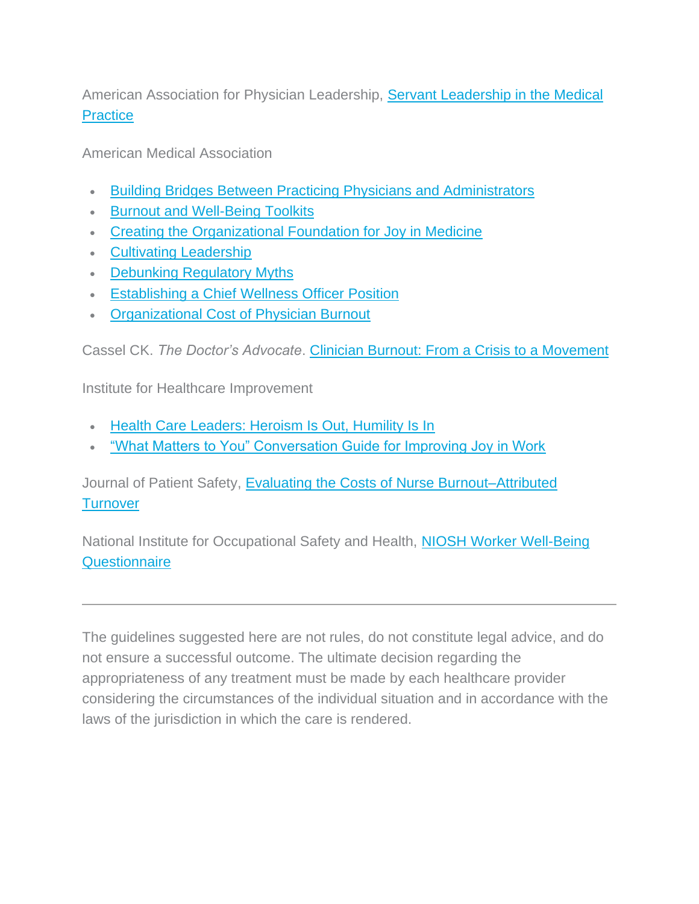American Association for Physician Leadership, Servant Leadership in the Medical Practice

American Medical Association

- Building Bridges Between Practicing Physicians and Administrators
- Burnout and Well-Being Toolkits
- Creating the Organizational Foundation for Joy in Medicine
- Cultivating Leadership
- Debunking Regulatory Myths
- Establishing a Chief Wellness Officer Position
- Organizational Cost of Physician Burnout

Cassel CK. *The Doctor's Advocate*. Clinician Burnout: From a Crisis to a Movement

Institute for Healthcare Improvement

- Health Care Leaders: Heroism Is Out, Humility Is In
- "What Matters to You" Conversation Guide for Improving Joy in Work

Journal of Patient Safety, Evaluating the Costs of Nurse Burnout–Attributed Turnover

National Institute for Occupational Safety and Health, NIOSH Worker Well-Being Questionnaire

---

The guidelines suggested here are not rules, do not constitute legal advice, and do not ensure a successful outcome. The ultimate decision regarding the appropriateness of any treatment must be made by each healthcare provider considering the circumstances of the individual situation and in accordance with the laws of the jurisdiction in which the care is rendered.